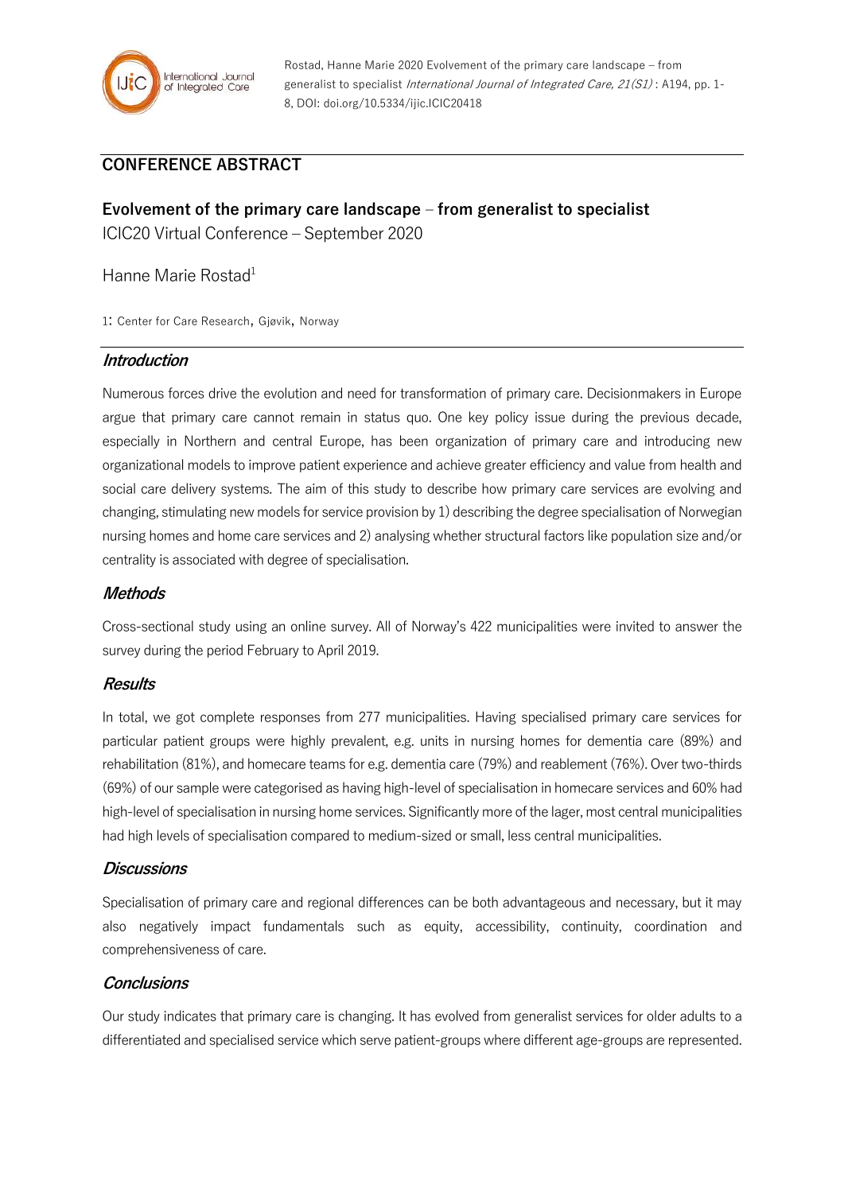Rostad, Hanne Marie 2020 Evolvement of the primary care landscape – from generalist to specialist *International Journal of Integrated Care, 21(S1)* : A194, pp. 1-8, DOI: doi.org/10.5334/ijic.ICIC20418

## CONFERENCE ABSTRACT

# Evolvement of the primary care landscape – from generalist to specialist

ICIC20 Virtual Conference – September 2020

Hanne Marie Rostad[1]

1: Center for Care Research, Gjøvik, Norway

### *Introduction*

Numerous forces drive the evolution and need for transformation of primary care. Decisionmakers in Europe argue that primary care cannot remain in status quo. One key policy issue during the previous decade, especially in Northern and central Europe, has been organization of primary care and introducing new organizational models to improve patient experience and achieve greater efficiency and value from health and social care delivery systems. The aim of this study to describe how primary care services are evolving and changing, stimulating new models for service provision by 1) describing the degree specialisation of Norwegian nursing homes and home care services and 2) analysing whether structural factors like population size and/or centrality is associated with degree of specialisation.

### *Methods*

Cross-sectional study using an online survey. All of Norway's 422 municipalities were invited to answer the survey during the period February to April 2019.

### *Results*

In total, we got complete responses from 277 municipalities. Having specialised primary care services for particular patient groups were highly prevalent, e.g. units in nursing homes for dementia care (89%) and rehabilitation (81%), and homecare teams for e.g. dementia care (79%) and reablement (76%). Over two-thirds (69%) of our sample were categorised as having high-level of specialisation in homecare services and 60% had high-level of specialisation in nursing home services. Significantly more of the lager, most central municipalities had high levels of specialisation compared to medium-sized or small, less central municipalities.

### *Discussions*

Specialisation of primary care and regional differences can be both advantageous and necessary, but it may also negatively impact fundamentals such as equity, accessibility, continuity, coordination and comprehensiveness of care.

### *Conclusions*

Our study indicates that primary care is changing. It has evolved from generalist services for older adults to a differentiated and specialised service which serve patient-groups where different age-groups are represented.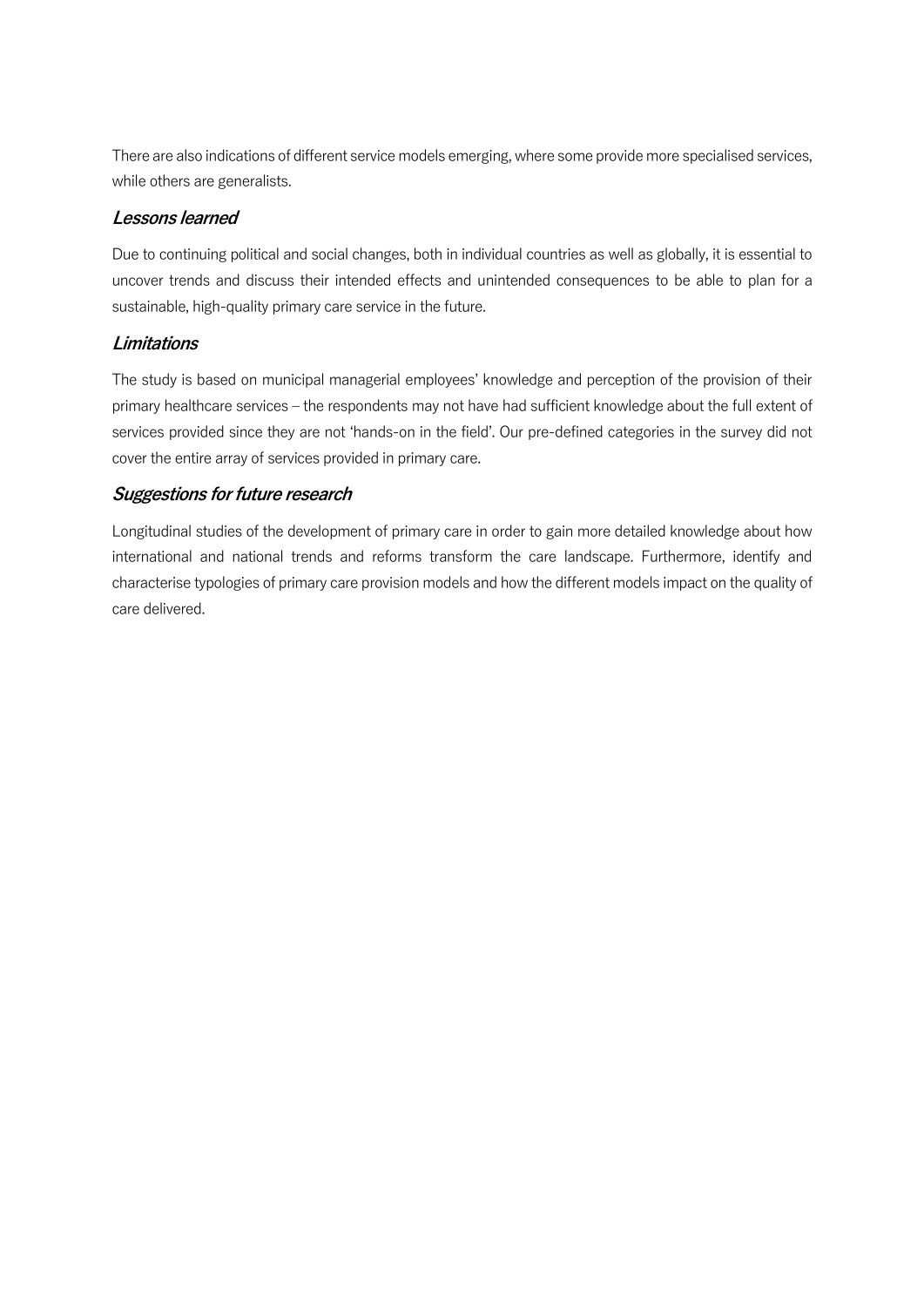There are also indications of different service models emerging, where some provide more specialised services, while others are generalists.

### *Lessons learned*

Due to continuing political and social changes, both in individual countries as well as globally, it is essential to uncover trends and discuss their intended effects and unintended consequences to be able to plan for a sustainable, high-quality primary care service in the future.

### *Limitations*

The study is based on municipal managerial employees' knowledge and perception of the provision of their primary healthcare services – the respondents may not have had sufficient knowledge about the full extent of services provided since they are not 'hands-on in the field'. Our pre-defined categories in the survey did not cover the entire array of services provided in primary care.

### *Suggestions for future research*

Longitudinal studies of the development of primary care in order to gain more detailed knowledge about how international and national trends and reforms transform the care landscape. Furthermore, identify and characterise typologies of primary care provision models and how the different models impact on the quality of care delivered.